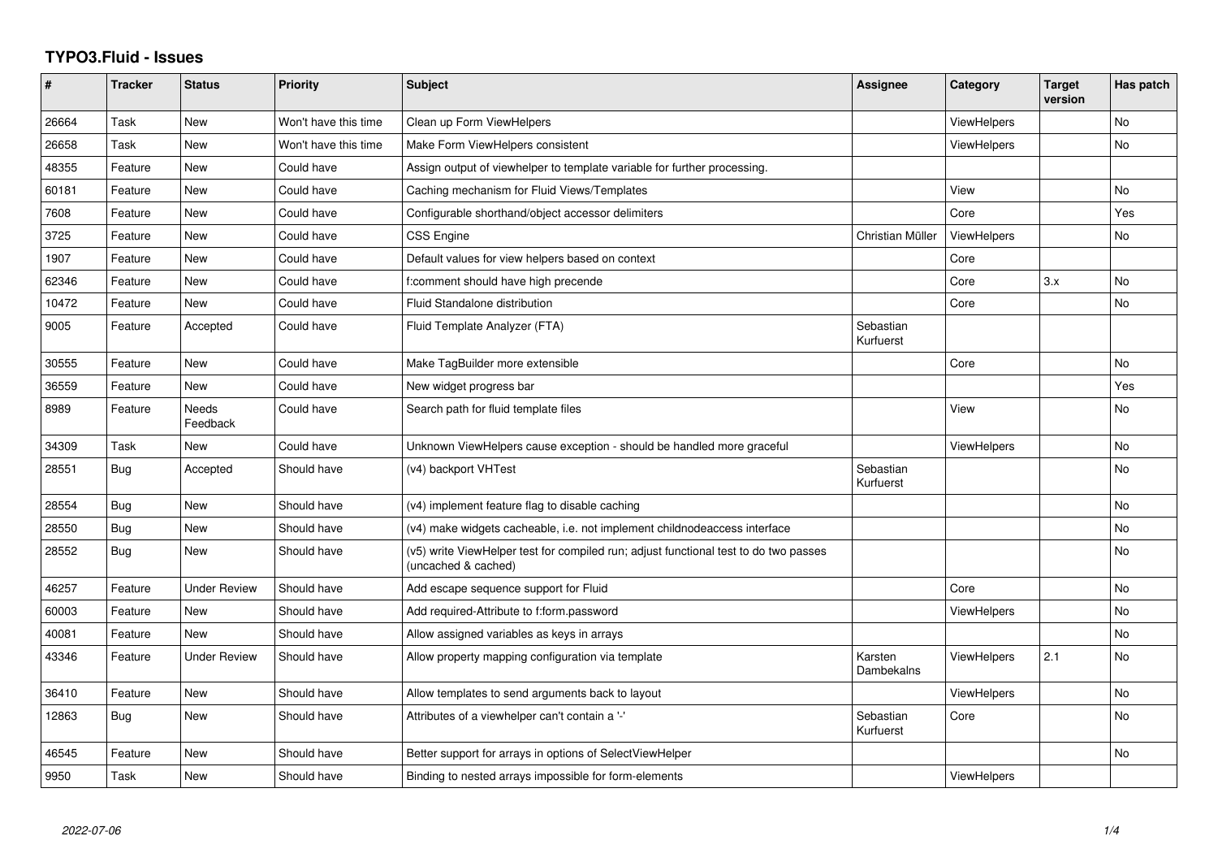# TYPO3.Fluid - Issues

| # | Tracker | Status | Priority | Subject | Assignee | Category | Target version | Has patch |
|---|---|---|---|---|---|---|---|---|
| 26664 | Task | New | Won't have this time | Clean up Form ViewHelpers | | ViewHelpers | | No |
| 26658 | Task | New | Won't have this time | Make Form ViewHelpers consistent | | ViewHelpers | | No |
| 48355 | Feature | New | Could have | Assign output of viewhelper to template variable for further processing. | | | | |
| 60181 | Feature | New | Could have | Caching mechanism for Fluid Views/Templates | | View | | No |
| 7608 | Feature | New | Could have | Configurable shorthand/object accessor delimiters | | Core | | Yes |
| 3725 | Feature | New | Could have | CSS Engine | Christian Müller | ViewHelpers | | No |
| 1907 | Feature | New | Could have | Default values for view helpers based on context | | Core | | |
| 62346 | Feature | New | Could have | f:comment should have high precende | | Core | 3.x | No |
| 10472 | Feature | New | Could have | Fluid Standalone distribution | | Core | | No |
| 9005 | Feature | Accepted | Could have | Fluid Template Analyzer (FTA) | Sebastian Kurfuerst | | | |
| 30555 | Feature | New | Could have | Make TagBuilder more extensible | | Core | | No |
| 36559 | Feature | New | Could have | New widget progress bar | | | | Yes |
| 8989 | Feature | Needs Feedback | Could have | Search path for fluid template files | | View | | No |
| 34309 | Task | New | Could have | Unknown ViewHelpers cause exception - should be handled more graceful | | ViewHelpers | | No |
| 28551 | Bug | Accepted | Should have | (v4) backport VHTest | Sebastian Kurfuerst | | | No |
| 28554 | Bug | New | Should have | (v4) implement feature flag to disable caching | | | | No |
| 28550 | Bug | New | Should have | (v4) make widgets cacheable, i.e. not implement childnodeaccess interface | | | | No |
| 28552 | Bug | New | Should have | (v5) write ViewHelper test for compiled run; adjust functional test to do two passes (uncached & cached) | | | | No |
| 46257 | Feature | Under Review | Should have | Add escape sequence support for Fluid | | Core | | No |
| 60003 | Feature | New | Should have | Add required-Attribute to f:form.password | | ViewHelpers | | No |
| 40081 | Feature | New | Should have | Allow assigned variables as keys in arrays | | | | No |
| 43346 | Feature | Under Review | Should have | Allow property mapping configuration via template | Karsten Dambekalns | ViewHelpers | 2.1 | No |
| 36410 | Feature | New | Should have | Allow templates to send arguments back to layout | | ViewHelpers | | No |
| 12863 | Bug | New | Should have | Attributes of a viewhelper can't contain a '-' | Sebastian Kurfuerst | Core | | No |
| 46545 | Feature | New | Should have | Better support for arrays in options of SelectViewHelper | | | | No |
| 9950 | Task | New | Should have | Binding to nested arrays impossible for form-elements | | ViewHelpers | | |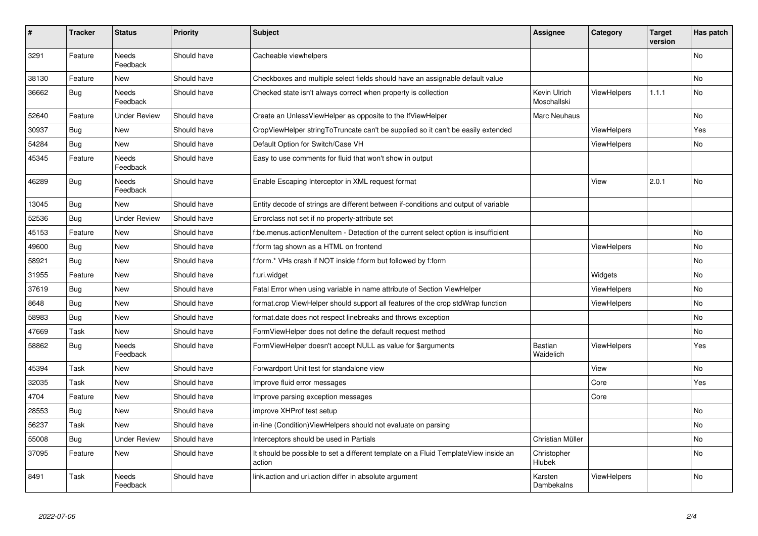| # | Tracker | Status | Priority | Subject | Assignee | Category | Target version | Has patch |
|---|---|---|---|---|---|---|---|---|
| 3291 | Feature | Needs Feedback | Should have | Cacheable viewhelpers | | | | No |
| 38130 | Feature | New | Should have | Checkboxes and multiple select fields should have an assignable default value | | | | No |
| 36662 | Bug | Needs Feedback | Should have | Checked state isn't always correct when property is collection | Kevin Ulrich Moschallski | ViewHelpers | 1.1.1 | No |
| 52640 | Feature | Under Review | Should have | Create an UnlessViewHelper as opposite to the IfViewHelper | Marc Neuhaus | | | No |
| 30937 | Bug | New | Should have | CropViewHelper stringToTruncate can't be supplied so it can't be easily extended | | ViewHelpers | | Yes |
| 54284 | Bug | New | Should have | Default Option for Switch/Case VH | | ViewHelpers | | No |
| 45345 | Feature | Needs Feedback | Should have | Easy to use comments for fluid that won't show in output | | | | |
| 46289 | Bug | Needs Feedback | Should have | Enable Escaping Interceptor in XML request format | | View | 2.0.1 | No |
| 13045 | Bug | New | Should have | Entity decode of strings are different between if-conditions and output of variable | | | | |
| 52536 | Bug | Under Review | Should have | Errorclass not set if no property-attribute set | | | | |
| 45153 | Feature | New | Should have | f:be.menus.actionMenuItem - Detection of the current select option is insufficient | | | | No |
| 49600 | Bug | New | Should have | f:form tag shown as a HTML on frontend | | ViewHelpers | | No |
| 58921 | Bug | New | Should have | f:form.* VHs crash if NOT inside f:form but followed by f:form | | | | No |
| 31955 | Feature | New | Should have | f:uri.widget | | Widgets | | No |
| 37619 | Bug | New | Should have | Fatal Error when using variable in name attribute of Section ViewHelper | | ViewHelpers | | No |
| 8648 | Bug | New | Should have | format.crop ViewHelper should support all features of the crop stdWrap function | | ViewHelpers | | No |
| 58983 | Bug | New | Should have | format.date does not respect linebreaks and throws exception | | | | No |
| 47669 | Task | New | Should have | FormViewHelper does not define the default request method | | | | No |
| 58862 | Bug | Needs Feedback | Should have | FormViewHelper doesn't accept NULL as value for $arguments | Bastian Waidelich | ViewHelpers | | Yes |
| 45394 | Task | New | Should have | Forwardport Unit test for standalone view | | View | | No |
| 32035 | Task | New | Should have | Improve fluid error messages | | Core | | Yes |
| 4704 | Feature | New | Should have | Improve parsing exception messages | | Core | | |
| 28553 | Bug | New | Should have | improve XHProf test setup | | | | No |
| 56237 | Task | New | Should have | in-line (Condition)ViewHelpers should not evaluate on parsing | | | | No |
| 55008 | Bug | Under Review | Should have | Interceptors should be used in Partials | Christian Müller | | | No |
| 37095 | Feature | New | Should have | It should be possible to set a different template on a Fluid TemplateView inside an action | Christopher Hlubek | | | No |
| 8491 | Task | Needs Feedback | Should have | link.action and uri.action differ in absolute argument | Karsten Dambekalns | ViewHelpers | | No |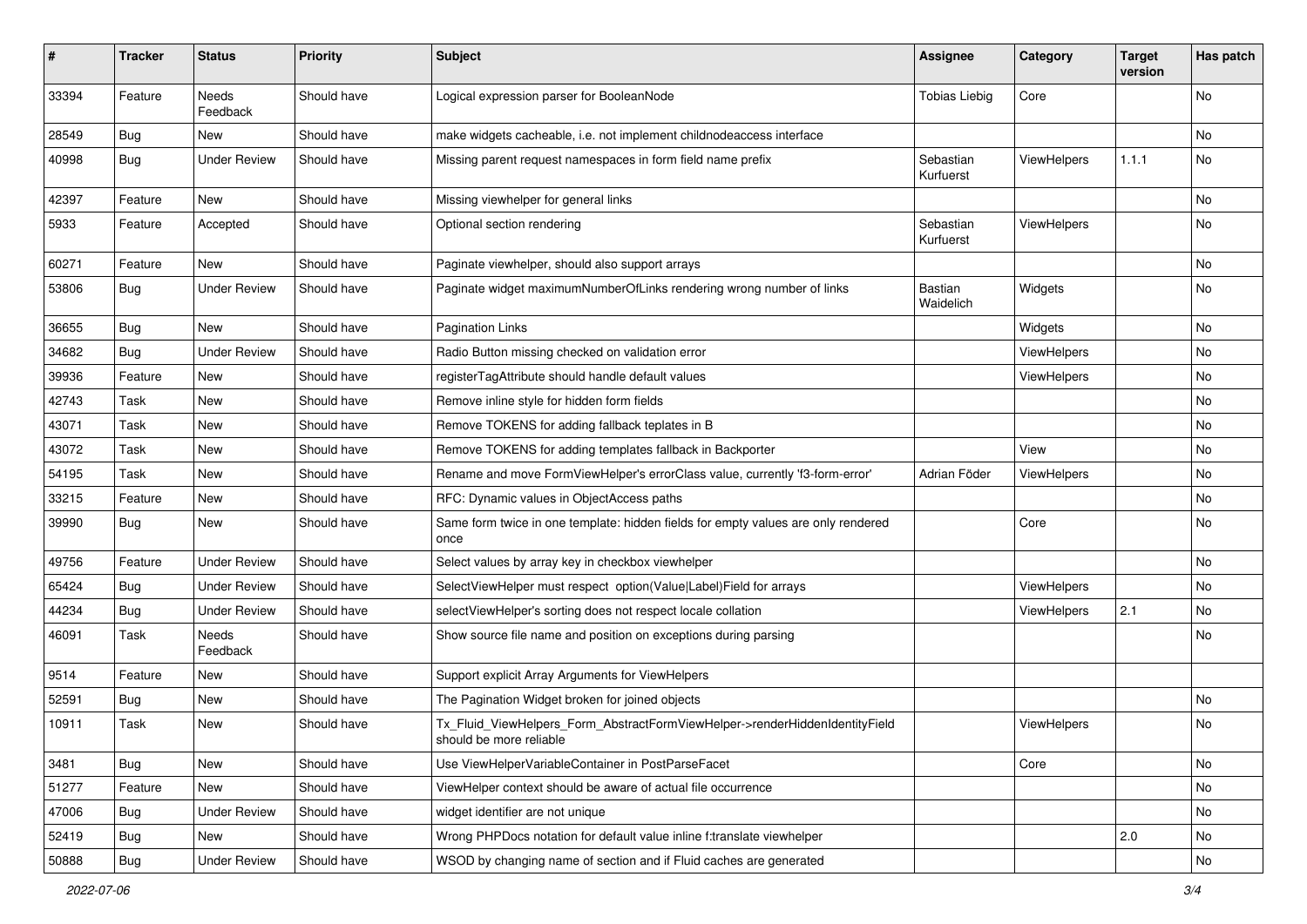| # | Tracker | Status | Priority | Subject | Assignee | Category | Target version | Has patch |
|---|---|---|---|---|---|---|---|---|
| 33394 | Feature | Needs Feedback | Should have | Logical expression parser for BooleanNode | Tobias Liebig | Core | | No |
| 28549 | Bug | New | Should have | make widgets cacheable, i.e. not implement childnodeaccess interface | | | | No |
| 40998 | Bug | Under Review | Should have | Missing parent request namespaces in form field name prefix | Sebastian Kurfuerst | ViewHelpers | 1.1.1 | No |
| 42397 | Feature | New | Should have | Missing viewhelper for general links | | | | No |
| 5933 | Feature | Accepted | Should have | Optional section rendering | Sebastian Kurfuerst | ViewHelpers | | No |
| 60271 | Feature | New | Should have | Paginate viewhelper, should also support arrays | | | | No |
| 53806 | Bug | Under Review | Should have | Paginate widget maximumNumberOfLinks rendering wrong number of links | Bastian Waidelich | Widgets | | No |
| 36655 | Bug | New | Should have | Pagination Links | | Widgets | | No |
| 34682 | Bug | Under Review | Should have | Radio Button missing checked on validation error | | ViewHelpers | | No |
| 39936 | Feature | New | Should have | registerTagAttribute should handle default values | | ViewHelpers | | No |
| 42743 | Task | New | Should have | Remove inline style for hidden form fields | | | | No |
| 43071 | Task | New | Should have | Remove TOKENS for adding fallback teplates in B | | | | No |
| 43072 | Task | New | Should have | Remove TOKENS for adding templates fallback in Backporter | | View | | No |
| 54195 | Task | New | Should have | Rename and move FormViewHelper's errorClass value, currently 'f3-form-error' | Adrian Föder | ViewHelpers | | No |
| 33215 | Feature | New | Should have | RFC: Dynamic values in ObjectAccess paths | | | | No |
| 39990 | Bug | New | Should have | Same form twice in one template: hidden fields for empty values are only rendered once | | Core | | No |
| 49756 | Feature | Under Review | Should have | Select values by array key in checkbox viewhelper | | | | No |
| 65424 | Bug | Under Review | Should have | SelectViewHelper must respect option(Value\|Label)Field for arrays | | ViewHelpers | | No |
| 44234 | Bug | Under Review | Should have | selectViewHelper's sorting does not respect locale collation | | ViewHelpers | 2.1 | No |
| 46091 | Task | Needs Feedback | Should have | Show source file name and position on exceptions during parsing | | | | No |
| 9514 | Feature | New | Should have | Support explicit Array Arguments for ViewHelpers | | | | |
| 52591 | Bug | New | Should have | The Pagination Widget broken for joined objects | | | | No |
| 10911 | Task | New | Should have | Tx_Fluid_ViewHelpers_Form_AbstractFormViewHelper->renderHiddenIdentityField should be more reliable | | ViewHelpers | | No |
| 3481 | Bug | New | Should have | Use ViewHelperVariableContainer in PostParseFacet | | Core | | No |
| 51277 | Feature | New | Should have | ViewHelper context should be aware of actual file occurrence | | | | No |
| 47006 | Bug | Under Review | Should have | widget identifier are not unique | | | | No |
| 52419 | Bug | New | Should have | Wrong PHPDocs notation for default value inline f:translate viewhelper | | | 2.0 | No |
| 50888 | Bug | Under Review | Should have | WSOD by changing name of section and if Fluid caches are generated | | | | No |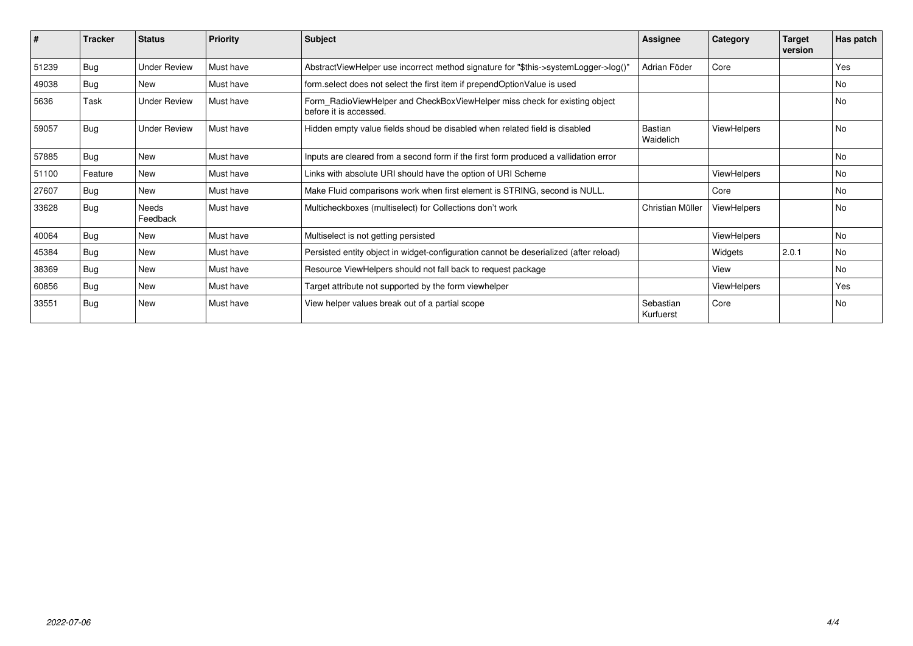| # | Tracker | Status | Priority | Subject | Assignee | Category | Target version | Has patch |
|---|---|---|---|---|---|---|---|---|
| 51239 | Bug | Under Review | Must have | AbstractViewHelper use incorrect method signature for "$this->systemLogger->log()" | Adrian Föder | Core | | Yes |
| 49038 | Bug | New | Must have | form.select does not select the first item if prependOptionValue is used | | | | No |
| 5636 | Task | Under Review | Must have | Form_RadioViewHelper and CheckBoxViewHelper miss check for existing object before it is accessed. | | | | No |
| 59057 | Bug | Under Review | Must have | Hidden empty value fields shoud be disabled when related field is disabled | Bastian Waidelich | ViewHelpers | | No |
| 57885 | Bug | New | Must have | Inputs are cleared from a second form if the first form produced a vallidation error | | | | No |
| 51100 | Feature | New | Must have | Links with absolute URI should have the option of URI Scheme | | ViewHelpers | | No |
| 27607 | Bug | New | Must have | Make Fluid comparisons work when first element is STRING, second is NULL. | | Core | | No |
| 33628 | Bug | Needs Feedback | Must have | Multicheckboxes (multiselect) for Collections don't work | Christian Müller | ViewHelpers | | No |
| 40064 | Bug | New | Must have | Multiselect is not getting persisted | | ViewHelpers | | No |
| 45384 | Bug | New | Must have | Persisted entity object in widget-configuration cannot be deserialized (after reload) | | Widgets | 2.0.1 | No |
| 38369 | Bug | New | Must have | Resource ViewHelpers should not fall back to request package | | View | | No |
| 60856 | Bug | New | Must have | Target attribute not supported by the form viewhelper | | ViewHelpers | | Yes |
| 33551 | Bug | New | Must have | View helper values break out of a partial scope | Sebastian Kurfuerst | Core | | No |